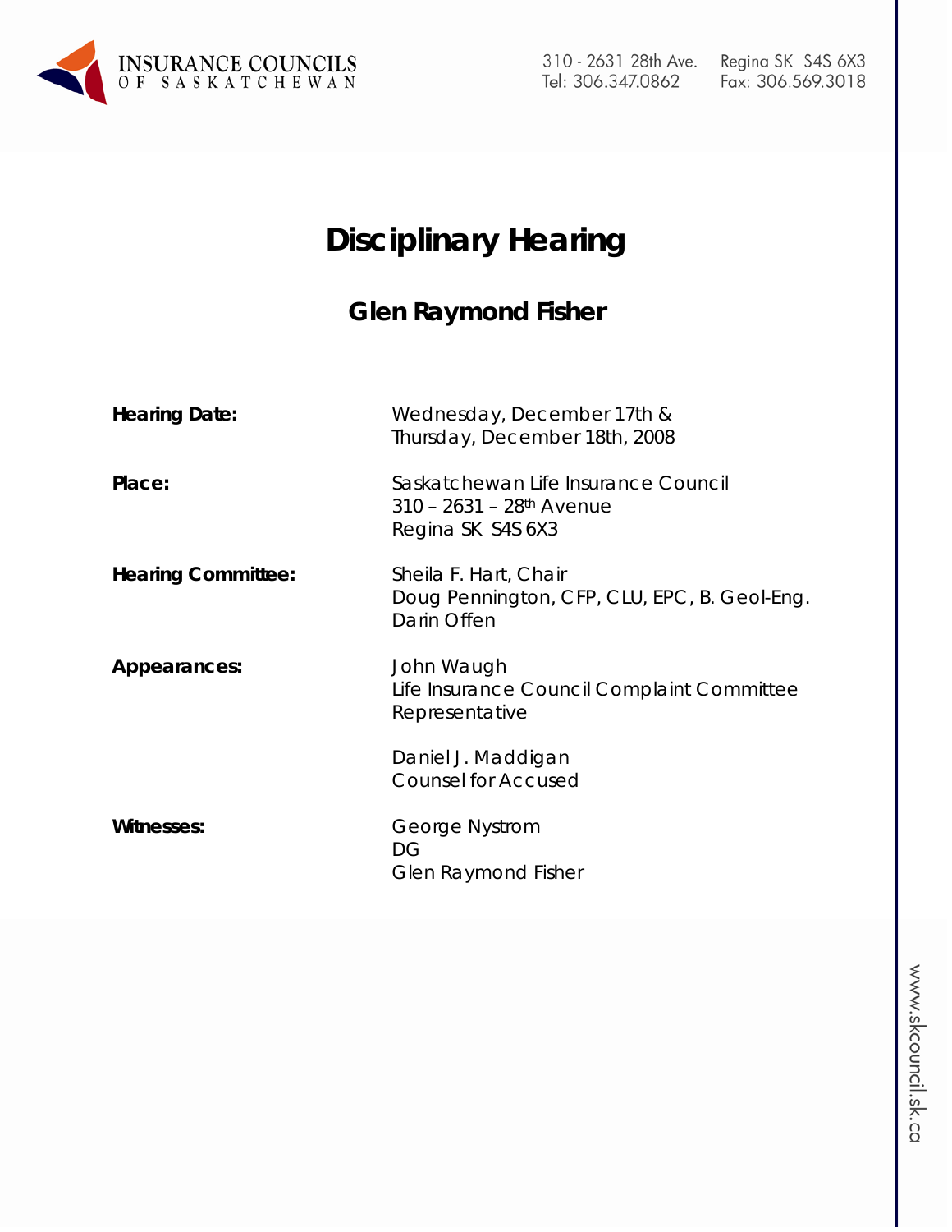INSURANCE COUNCILS OF SASKATCHEWAN

310 - 2631 28th Ave. Regina SK S4S 6X3
Tel: 306.347.0862 Fax: 306.569.3018

# Disciplinary Hearing

## Glen Raymond Fisher

| | |
|---|---|
| **Hearing Date:** | Wednesday, December 17th & Thursday, December 18th, 2008 |
| **Place:** | Saskatchewan Life Insurance Council<br>310 – 2631 – 28th Avenue<br>Regina SK S4S 6X3 |
| **Hearing Committee:** | Sheila F. Hart, Chair<br>Doug Pennington, CFP, CLU, EPC, B. Geol-Eng.<br>Darin Offen |
| **Appearances:** | John Waugh<br>Life Insurance Council Complaint Committee Representative<br><br>Daniel J. Maddigan<br>Counsel for Accused |
| **Witnesses:** | George Nystrom<br>DG<br>Glen Raymond Fisher |

www.skcouncil.sk.ca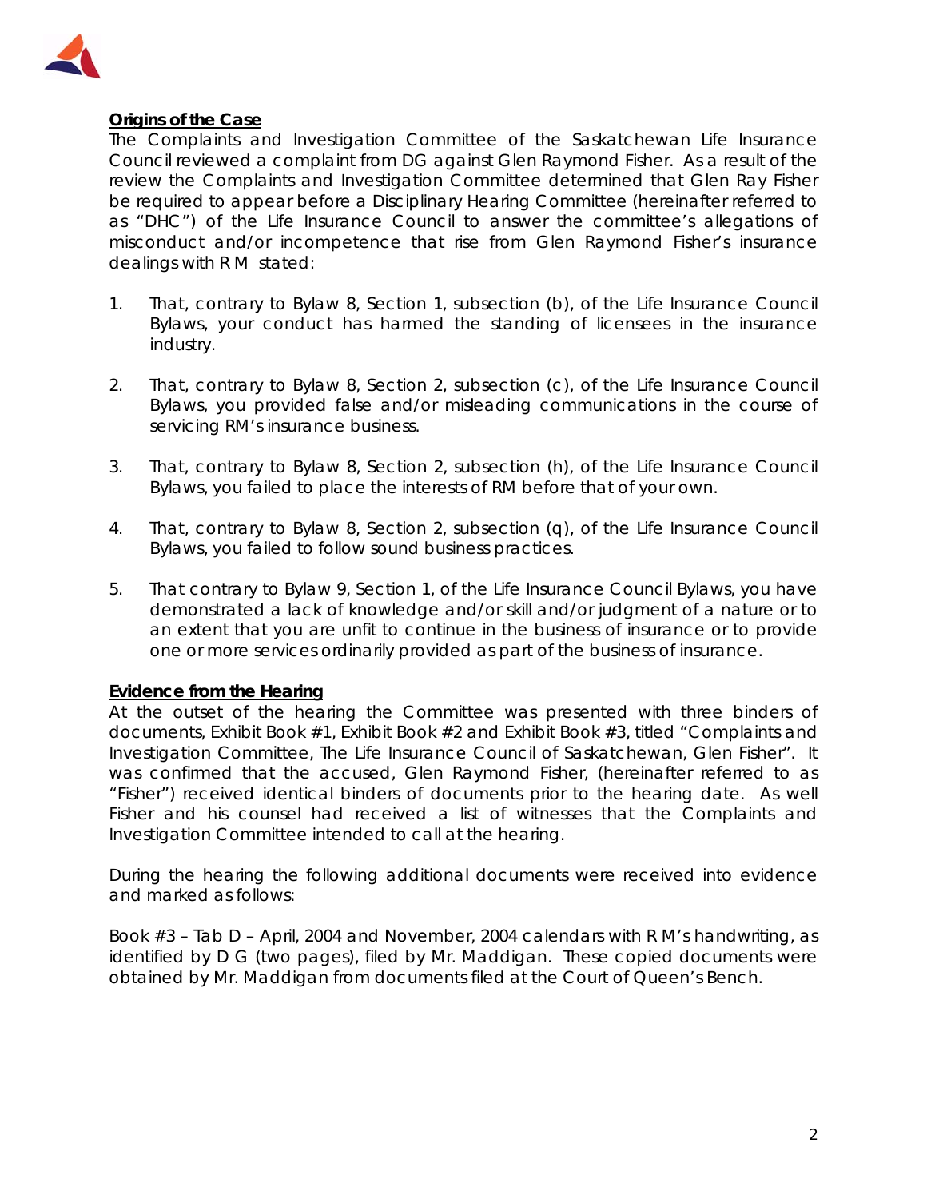**Origins of the Case**

The Complaints and Investigation Committee of the Saskatchewan Life Insurance Council reviewed a complaint from DG against Glen Raymond Fisher. As a result of the review the Complaints and Investigation Committee determined that Glen Ray Fisher be required to appear before a Disciplinary Hearing Committee (hereinafter referred to as "DHC") of the Life Insurance Council to answer the committee's allegations of misconduct and/or incompetence that rise from Glen Raymond Fisher's insurance dealings with R M stated:

1. That, contrary to Bylaw 8, Section 1, subsection (b), of the Life Insurance Council Bylaws, your conduct has harmed the standing of licensees in the insurance industry.

2. That, contrary to Bylaw 8, Section 2, subsection (c), of the Life Insurance Council Bylaws, you provided false and/or misleading communications in the course of servicing RM's insurance business.

3. That, contrary to Bylaw 8, Section 2, subsection (h), of the Life Insurance Council Bylaws, you failed to place the interests of RM before that of your own.

4. That, contrary to Bylaw 8, Section 2, subsection (q), of the Life Insurance Council Bylaws, you failed to follow sound business practices.

5. That contrary to Bylaw 9, Section 1, of the Life Insurance Council Bylaws, you have demonstrated a lack of knowledge and/or skill and/or judgment of a nature or to an extent that you are unfit to continue in the business of insurance or to provide one or more services ordinarily provided as part of the business of insurance.

**Evidence from the Hearing**

At the outset of the hearing the Committee was presented with three binders of documents, Exhibit Book #1, Exhibit Book #2 and Exhibit Book #3, titled "Complaints and Investigation Committee, The Life Insurance Council of Saskatchewan, Glen Fisher". It was confirmed that the accused, Glen Raymond Fisher, (hereinafter referred to as "Fisher") received identical binders of documents prior to the hearing date. As well Fisher and his counsel had received a list of witnesses that the Complaints and Investigation Committee intended to call at the hearing.

During the hearing the following additional documents were received into evidence and marked as follows:

Book #3 – Tab D – April, 2004 and November, 2004 calendars with R M's handwriting, as identified by D G (two pages), filed by Mr. Maddigan. These copied documents were obtained by Mr. Maddigan from documents filed at the Court of Queen's Bench.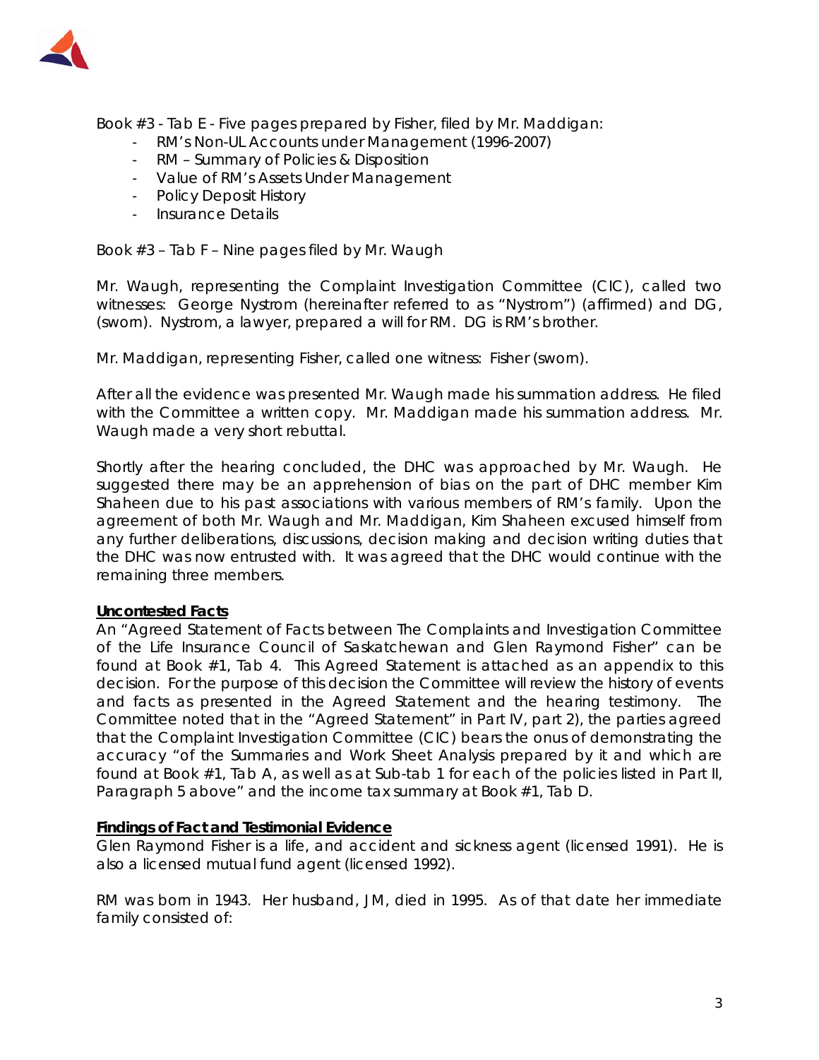Book #3 - Tab E - Five pages prepared by Fisher, filed by Mr. Maddigan:

- RM's Non-UL Accounts under Management (1996-2007)
- RM – Summary of Policies & Disposition
- Value of RM's Assets Under Management
- Policy Deposit History
- Insurance Details

Book #3 – Tab F – Nine pages filed by Mr. Waugh

Mr. Waugh, representing the Complaint Investigation Committee (CIC), called two witnesses: George Nystrom (hereinafter referred to as "Nystrom") (affirmed) and DG, (sworn). Nystrom, a lawyer, prepared a will for RM. DG is RM's brother.

Mr. Maddigan, representing Fisher, called one witness: Fisher (sworn).

After all the evidence was presented Mr. Waugh made his summation address. He filed with the Committee a written copy. Mr. Maddigan made his summation address. Mr. Waugh made a very short rebuttal.

Shortly after the hearing concluded, the DHC was approached by Mr. Waugh. He suggested there may be an apprehension of bias on the part of DHC member Kim Shaheen due to his past associations with various members of RM's family. Upon the agreement of both Mr. Waugh and Mr. Maddigan, Kim Shaheen excused himself from any further deliberations, discussions, decision making and decision writing duties that the DHC was now entrusted with. It was agreed that the DHC would continue with the remaining three members.

**Uncontested Facts**

An "Agreed Statement of Facts between The Complaints and Investigation Committee of the Life Insurance Council of Saskatchewan and Glen Raymond Fisher" can be found at Book #1, Tab 4. This Agreed Statement is attached as an appendix to this decision. For the purpose of this decision the Committee will review the history of events and facts as presented in the Agreed Statement and the hearing testimony. The Committee noted that in the "Agreed Statement" in Part IV, part 2), the parties agreed that the Complaint Investigation Committee (CIC) bears the onus of demonstrating the accuracy "of the Summaries and Work Sheet Analysis prepared by it and which are found at Book #1, Tab A, as well as at Sub-tab 1 for each of the policies listed in Part II, Paragraph 5 above" and the income tax summary at Book #1, Tab D.

**Findings of Fact and Testimonial Evidence**

Glen Raymond Fisher is a life, and accident and sickness agent (licensed 1991). He is also a licensed mutual fund agent (licensed 1992).

RM was born in 1943. Her husband, JM, died in 1995. As of that date her immediate family consisted of: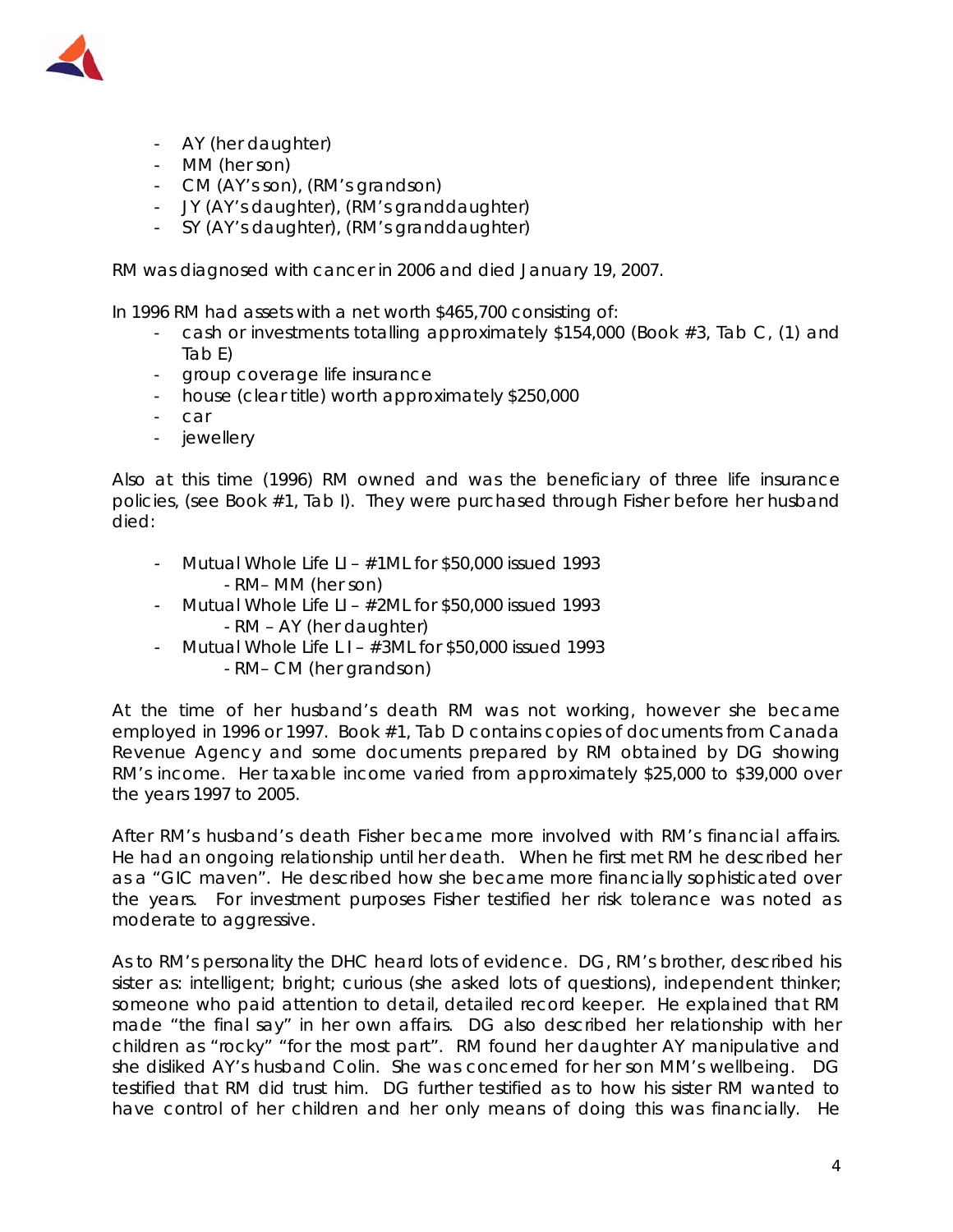- AY (her daughter)
- MM (her son)
- CM (AY's son), (RM's grandson)
- JY (AY's daughter), (RM's granddaughter)
- SY (AY's daughter), (RM's granddaughter)

RM was diagnosed with cancer in 2006 and died January 19, 2007.

In 1996 RM had assets with a net worth $465,700 consisting of:

- cash or investments totalling approximately $154,000 (Book #3, Tab C, (1) and Tab E)
- group coverage life insurance
- house (clear title) worth approximately $250,000
- car
- jewellery

Also at this time (1996) RM owned and was the beneficiary of three life insurance policies, (see Book #1, Tab I). They were purchased through Fisher before her husband died:

- Mutual Whole Life LI – #1ML for $50,000 issued 1993
  - RM– MM (her son)
- Mutual Whole Life LI – #2ML for $50,000 issued 1993
  - RM – AY (her daughter)
- Mutual Whole Life L I – #3ML for $50,000 issued 1993
  - RM– CM (her grandson)

At the time of her husband's death RM was not working, however she became employed in 1996 or 1997. Book #1, Tab D contains copies of documents from Canada Revenue Agency and some documents prepared by RM obtained by DG showing RM's income. Her taxable income varied from approximately $25,000 to $39,000 over the years 1997 to 2005.

After RM's husband's death Fisher became more involved with RM's financial affairs. He had an ongoing relationship until her death. When he first met RM he described her as a "GIC maven". He described how she became more financially sophisticated over the years. For investment purposes Fisher testified her risk tolerance was noted as moderate to aggressive.

As to RM's personality the DHC heard lots of evidence. DG, RM's brother, described his sister as: intelligent; bright; curious (she asked lots of questions), independent thinker; someone who paid attention to detail, detailed record keeper. He explained that RM made "the final say" in her own affairs. DG also described her relationship with her children as "rocky" "for the most part". RM found her daughter AY manipulative and she disliked AY's husband Colin. She was concerned for her son MM's wellbeing. DG testified that RM did trust him. DG further testified as to how his sister RM wanted to have control of her children and her only means of doing this was financially. He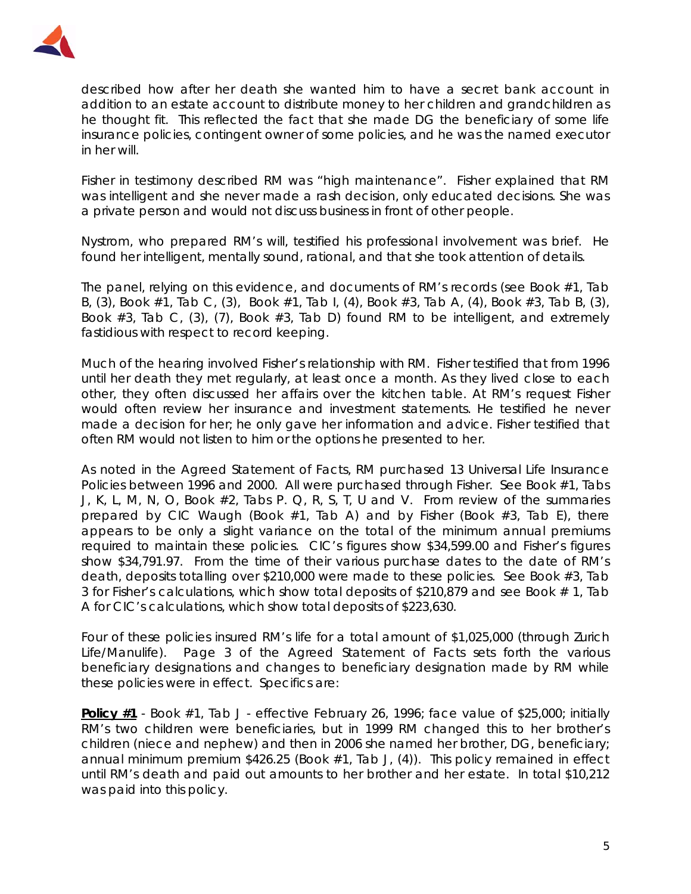described how after her death she wanted him to have a secret bank account in addition to an estate account to distribute money to her children and grandchildren as he thought fit. This reflected the fact that she made DG the beneficiary of some life insurance policies, contingent owner of some policies, and he was the named executor in her will.

Fisher in testimony described RM was "high maintenance". Fisher explained that RM was intelligent and she never made a rash decision, only educated decisions. She was a private person and would not discuss business in front of other people.

Nystrom, who prepared RM's will, testified his professional involvement was brief. He found her intelligent, mentally sound, rational, and that she took attention of details.

The panel, relying on this evidence, and documents of RM's records (see Book #1, Tab B, (3), Book #1, Tab C, (3), Book #1, Tab I, (4), Book #3, Tab A, (4), Book #3, Tab B, (3), Book #3, Tab C, (3), (7), Book #3, Tab D) found RM to be intelligent, and extremely fastidious with respect to record keeping.

Much of the hearing involved Fisher's relationship with RM. Fisher testified that from 1996 until her death they met regularly, at least once a month. As they lived close to each other, they often discussed her affairs over the kitchen table. At RM's request Fisher would often review her insurance and investment statements. He testified he never made a decision for her; he only gave her information and advice. Fisher testified that often RM would not listen to him or the options he presented to her.

As noted in the Agreed Statement of Facts, RM purchased 13 Universal Life Insurance Policies between 1996 and 2000. All were purchased through Fisher. See Book #1, Tabs J, K, L, M, N, O, Book #2, Tabs P. Q, R, S, T, U and V. From review of the summaries prepared by CIC Waugh (Book #1, Tab A) and by Fisher (Book #3, Tab E), there appears to be only a slight variance on the total of the minimum annual premiums required to maintain these policies. CIC's figures show $34,599.00 and Fisher's figures show $34,791.97. From the time of their various purchase dates to the date of RM's death, deposits totalling over $210,000 were made to these policies. See Book #3, Tab 3 for Fisher's calculations, which show total deposits of $210,879 and see Book # 1, Tab A for CIC's calculations, which show total deposits of $223,630.

Four of these policies insured RM's life for a total amount of $1,025,000 (through Zurich Life/Manulife). Page 3 of the Agreed Statement of Facts sets forth the various beneficiary designations and changes to beneficiary designation made by RM while these policies were in effect. Specifics are:

**<u>Policy #1</u>** - Book #1, Tab J - effective February 26, 1996; face value of $25,000; initially RM's two children were beneficiaries, but in 1999 RM changed this to her brother's children (niece and nephew) and then in 2006 she named her brother, DG, beneficiary; annual minimum premium $426.25 (Book #1, Tab J, (4)). This policy remained in effect until RM's death and paid out amounts to her brother and her estate. In total $10,212 was paid into this policy.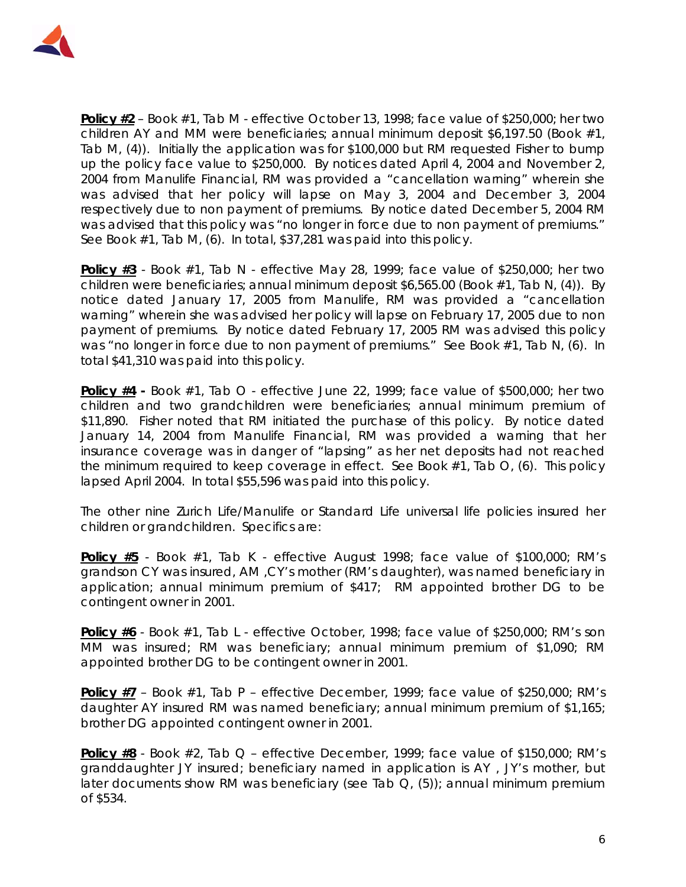**<u>Policy #2</u>** – Book #1, Tab M - effective October 13, 1998; face value of $250,000; her two children AY and MM were beneficiaries; annual minimum deposit $6,197.50 (Book #1, Tab M, (4)). Initially the application was for $100,000 but RM requested Fisher to bump up the policy face value to $250,000. By notices dated April 4, 2004 and November 2, 2004 from Manulife Financial, RM was provided a "cancellation warning" wherein she was advised that her policy will lapse on May 3, 2004 and December 3, 2004 respectively due to non payment of premiums. By notice dated December 5, 2004 RM was advised that this policy was "no longer in force due to non payment of premiums." See Book #1, Tab M, (6). In total, $37,281 was paid into this policy.

**<u>Policy #3</u>** - Book #1, Tab N - effective May 28, 1999; face value of $250,000; her two children were beneficiaries; annual minimum deposit $6,565.00 (Book #1, Tab N, (4)). By notice dated January 17, 2005 from Manulife, RM was provided a "cancellation warning" wherein she was advised her policy will lapse on February 17, 2005 due to non payment of premiums. By notice dated February 17, 2005 RM was advised this policy was "no longer in force due to non payment of premiums." See Book #1, Tab N, (6). In total $41,310 was paid into this policy.

**<u>Policy #4</u> -** Book #1, Tab O - effective June 22, 1999; face value of $500,000; her two children and two grandchildren were beneficiaries; annual minimum premium of $11,890. Fisher noted that RM initiated the purchase of this policy. By notice dated January 14, 2004 from Manulife Financial, RM was provided a warning that her insurance coverage was in danger of "lapsing" as her net deposits had not reached the minimum required to keep coverage in effect. See Book #1, Tab O, (6). This policy lapsed April 2004. In total $55,596 was paid into this policy.

The other nine Zurich Life/Manulife or Standard Life universal life policies insured her children or grandchildren. Specifics are:

**<u>Policy #5</u>** - Book #1, Tab K - effective August 1998; face value of $100,000; RM's grandson CY was insured, AM ,CY's mother (RM's daughter), was named beneficiary in application; annual minimum premium of $417; RM appointed brother DG to be contingent owner in 2001.

**<u>Policy #6</u>** - Book #1, Tab L - effective October, 1998; face value of $250,000; RM's son MM was insured; RM was beneficiary; annual minimum premium of $1,090; RM appointed brother DG to be contingent owner in 2001.

**<u>Policy #7</u>** – Book #1, Tab P – effective December, 1999; face value of $250,000; RM's daughter AY insured RM was named beneficiary; annual minimum premium of $1,165; brother DG appointed contingent owner in 2001.

**<u>Policy #8</u>** - Book #2, Tab Q – effective December, 1999; face value of $150,000; RM's granddaughter JY insured; beneficiary named in application is AY , JY's mother, but later documents show RM was beneficiary (see Tab Q, (5)); annual minimum premium of $534.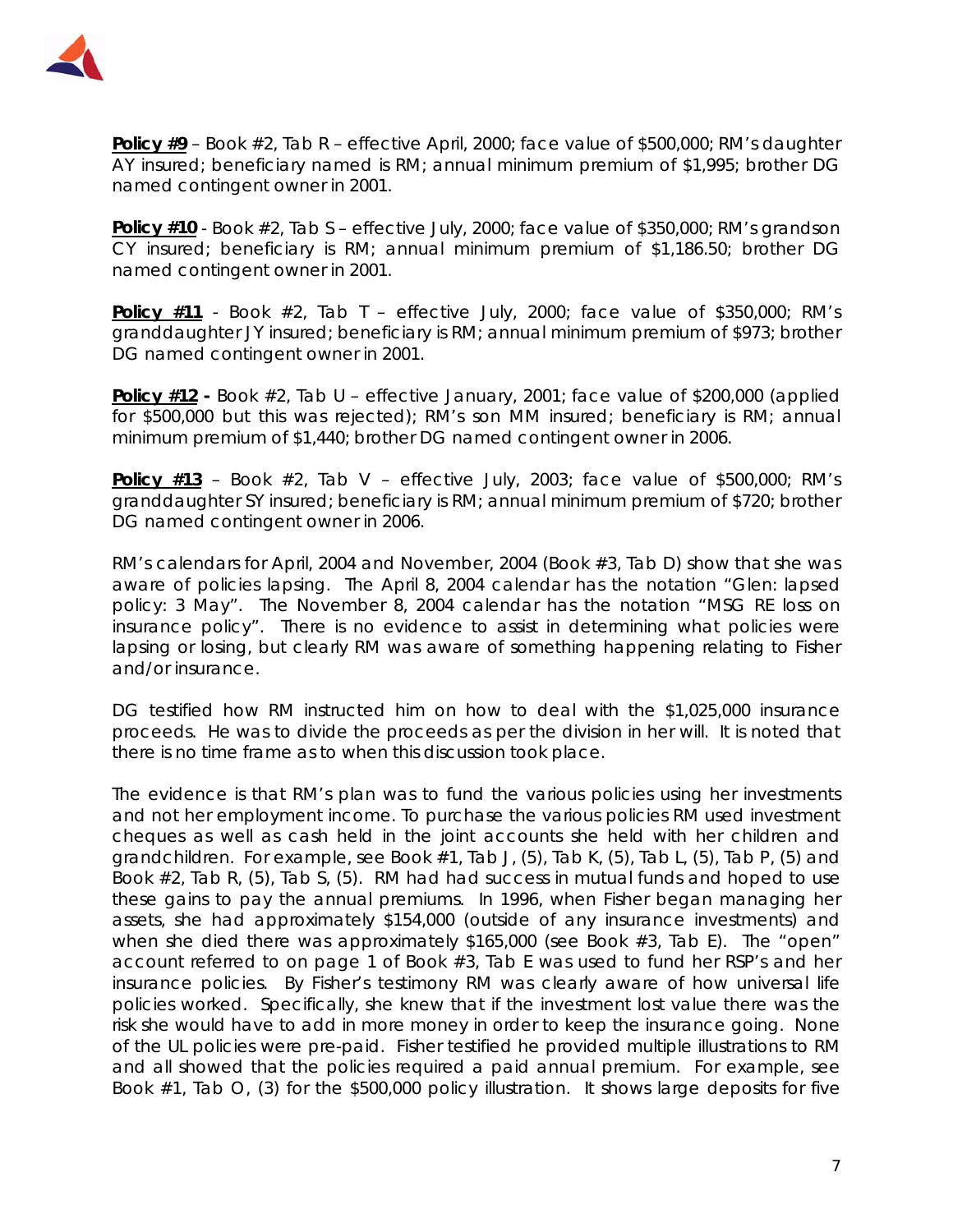**Policy #9** – Book #2, Tab R – effective April, 2000; face value of $500,000; RM's daughter AY insured; beneficiary named is RM; annual minimum premium of $1,995; brother DG named contingent owner in 2001.

**Policy #10** - Book #2, Tab S – effective July, 2000; face value of $350,000; RM's grandson CY insured; beneficiary is RM; annual minimum premium of $1,186.50; brother DG named contingent owner in 2001.

**Policy #11** - Book #2, Tab T – effective July, 2000; face value of $350,000; RM's granddaughter JY insured; beneficiary is RM; annual minimum premium of $973; brother DG named contingent owner in 2001.

**Policy #12 -** Book #2, Tab U – effective January, 2001; face value of $200,000 (applied for $500,000 but this was rejected); RM's son MM insured; beneficiary is RM; annual minimum premium of $1,440; brother DG named contingent owner in 2006.

**Policy #13** – Book #2, Tab V – effective July, 2003; face value of $500,000; RM's granddaughter SY insured; beneficiary is RM; annual minimum premium of $720; brother DG named contingent owner in 2006.

RM's calendars for April, 2004 and November, 2004 (Book #3, Tab D) show that she was aware of policies lapsing. The April 8, 2004 calendar has the notation "Glen: lapsed policy: 3 May". The November 8, 2004 calendar has the notation "MSG RE loss on insurance policy". There is no evidence to assist in determining what policies were lapsing or losing, but clearly RM was aware of something happening relating to Fisher and/or insurance.

DG testified how RM instructed him on how to deal with the $1,025,000 insurance proceeds. He was to divide the proceeds as per the division in her will. It is noted that there is no time frame as to when this discussion took place.

The evidence is that RM's plan was to fund the various policies using her investments and not her employment income. To purchase the various policies RM used investment cheques as well as cash held in the joint accounts she held with her children and grandchildren. For example, see Book #1, Tab J, (5), Tab K, (5), Tab L, (5), Tab P, (5) and Book #2, Tab R, (5), Tab S, (5). RM had had success in mutual funds and hoped to use these gains to pay the annual premiums. In 1996, when Fisher began managing her assets, she had approximately $154,000 (outside of any insurance investments) and when she died there was approximately $165,000 (see Book #3, Tab E). The "open" account referred to on page 1 of Book #3, Tab E was used to fund her RSP's and her insurance policies. By Fisher's testimony RM was clearly aware of how universal life policies worked. Specifically, she knew that if the investment lost value there was the risk she would have to add in more money in order to keep the insurance going. None of the UL policies were pre-paid. Fisher testified he provided multiple illustrations to RM and all showed that the policies required a paid annual premium. For example, see Book #1, Tab O, (3) for the $500,000 policy illustration. It shows large deposits for five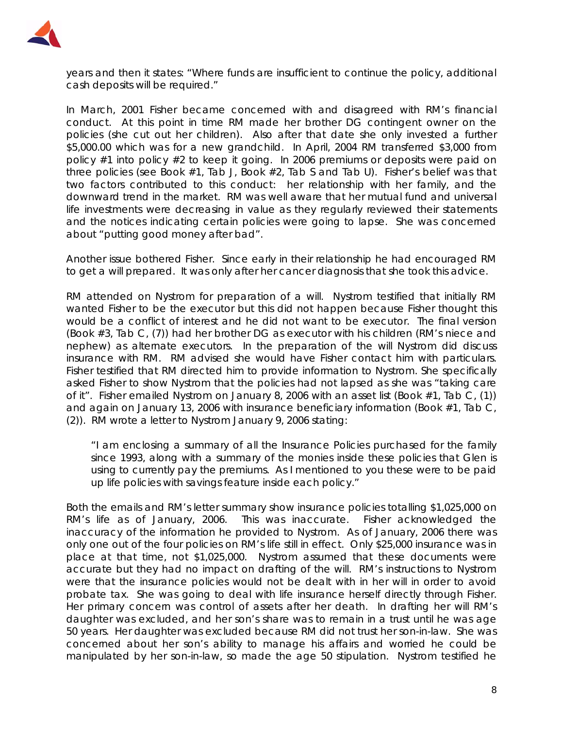years and then it states: "Where funds are insufficient to continue the policy, additional cash deposits will be required."

In March, 2001 Fisher became concerned with and disagreed with RM's financial conduct. At this point in time RM made her brother DG contingent owner on the policies (she cut out her children). Also after that date she only invested a further $5,000.00 which was for a new grandchild. In April, 2004 RM transferred $3,000 from policy #1 into policy #2 to keep it going. In 2006 premiums or deposits were paid on three policies (see Book #1, Tab J, Book #2, Tab S and Tab U). Fisher's belief was that two factors contributed to this conduct: her relationship with her family, and the downward trend in the market. RM was well aware that her mutual fund and universal life investments were decreasing in value as they regularly reviewed their statements and the notices indicating certain policies were going to lapse. She was concerned about "putting good money after bad".

Another issue bothered Fisher. Since early in their relationship he had encouraged RM to get a will prepared. It was only after her cancer diagnosis that she took this advice.

RM attended on Nystrom for preparation of a will. Nystrom testified that initially RM wanted Fisher to be the executor but this did not happen because Fisher thought this would be a conflict of interest and he did not want to be executor. The final version (Book #3, Tab C, (7)) had her brother DG as executor with his children (RM's niece and nephew) as alternate executors. In the preparation of the will Nystrom did discuss insurance with RM. RM advised she would have Fisher contact him with particulars. Fisher testified that RM directed him to provide information to Nystrom. She specifically asked Fisher to show Nystrom that the policies had not lapsed as she was "taking care of it". Fisher emailed Nystrom on January 8, 2006 with an asset list (Book #1, Tab C, (1)) and again on January 13, 2006 with insurance beneficiary information (Book #1, Tab C, (2)). RM wrote a letter to Nystrom January 9, 2006 stating:

> "I am enclosing a summary of all the Insurance Policies purchased for the family since 1993, along with a summary of the monies inside these policies that Glen is using to currently pay the premiums. As I mentioned to you these were to be paid up life policies with savings feature inside each policy."

Both the emails and RM's letter summary show insurance policies totalling $1,025,000 on RM's life as of January, 2006. This was inaccurate. Fisher acknowledged the inaccuracy of the information he provided to Nystrom. As of January, 2006 there was only one out of the four policies on RM's life still in effect. Only $25,000 insurance was in place at that time, not $1,025,000. Nystrom assumed that these documents were accurate but they had no impact on drafting of the will. RM's instructions to Nystrom were that the insurance policies would not be dealt with in her will in order to avoid probate tax. She was going to deal with life insurance herself directly through Fisher. Her primary concern was control of assets after her death. In drafting her will RM's daughter was excluded, and her son's share was to remain in a trust until he was age 50 years. Her daughter was excluded because RM did not trust her son-in-law. She was concerned about her son's ability to manage his affairs and worried he could be manipulated by her son-in-law, so made the age 50 stipulation. Nystrom testified he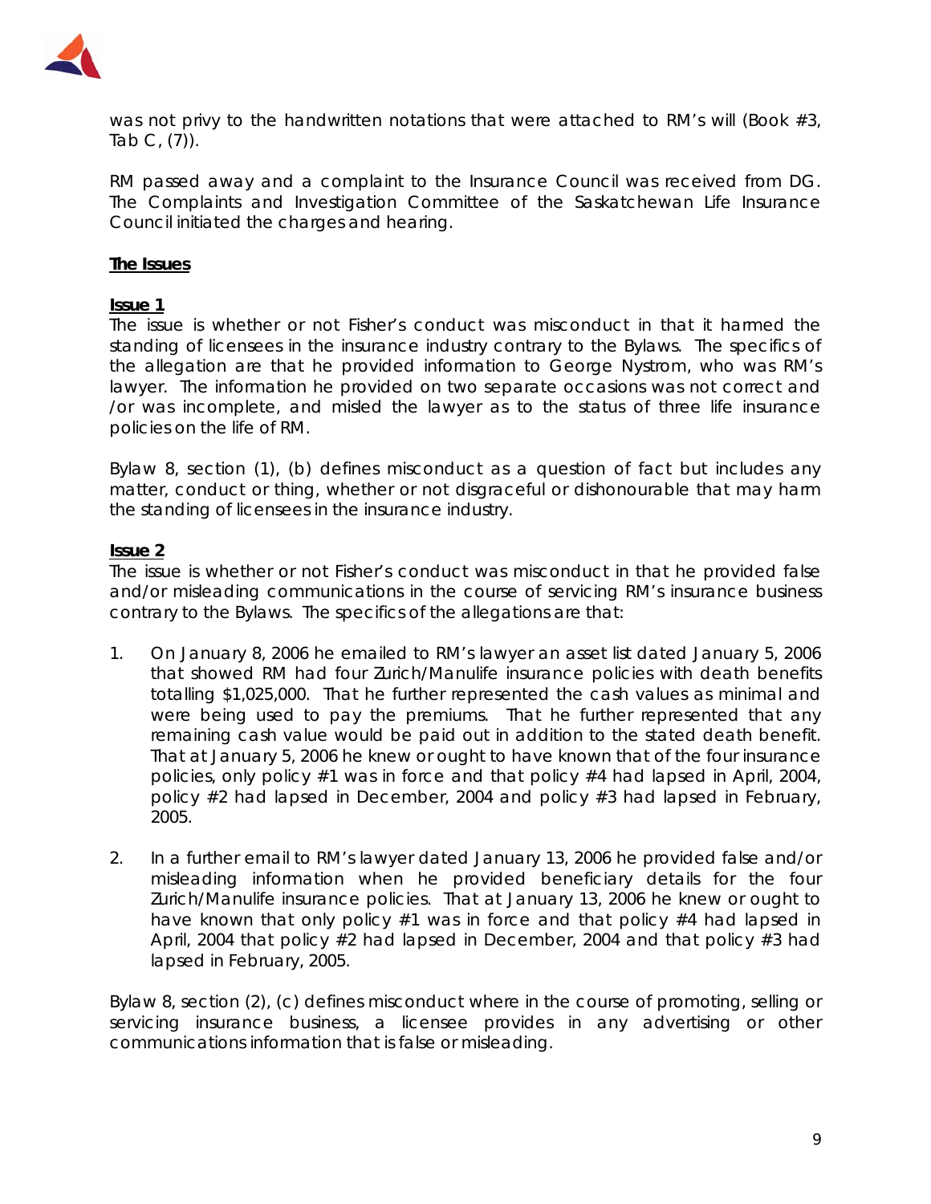was not privy to the handwritten notations that were attached to RM's will (Book #3, Tab C, (7)).

RM passed away and a complaint to the Insurance Council was received from DG. The Complaints and Investigation Committee of the Saskatchewan Life Insurance Council initiated the charges and hearing.

**The Issues**

**Issue 1**

The issue is whether or not Fisher's conduct was misconduct in that it harmed the standing of licensees in the insurance industry contrary to the Bylaws. The specifics of the allegation are that he provided information to George Nystrom, who was RM's lawyer. The information he provided on two separate occasions was not correct and /or was incomplete, and misled the lawyer as to the status of three life insurance policies on the life of RM.

Bylaw 8, section (1), (b) defines misconduct as a question of fact but includes any matter, conduct or thing, whether or not disgraceful or dishonourable that may harm the standing of licensees in the insurance industry.

**Issue 2**

The issue is whether or not Fisher's conduct was misconduct in that he provided false and/or misleading communications in the course of servicing RM's insurance business contrary to the Bylaws. The specifics of the allegations are that:

1. On January 8, 2006 he emailed to RM's lawyer an asset list dated January 5, 2006 that showed RM had four Zurich/Manulife insurance policies with death benefits totalling $1,025,000. That he further represented the cash values as minimal and were being used to pay the premiums. That he further represented that any remaining cash value would be paid out in addition to the stated death benefit. That at January 5, 2006 he knew or ought to have known that of the four insurance policies, only policy #1 was in force and that policy #4 had lapsed in April, 2004, policy #2 had lapsed in December, 2004 and policy #3 had lapsed in February, 2005.

2. In a further email to RM's lawyer dated January 13, 2006 he provided false and/or misleading information when he provided beneficiary details for the four Zurich/Manulife insurance policies. That at January 13, 2006 he knew or ought to have known that only policy #1 was in force and that policy #4 had lapsed in April, 2004 that policy #2 had lapsed in December, 2004 and that policy #3 had lapsed in February, 2005.

Bylaw 8, section (2), (c) defines misconduct where in the course of promoting, selling or servicing insurance business, a licensee provides in any advertising or other communications information that is false or misleading.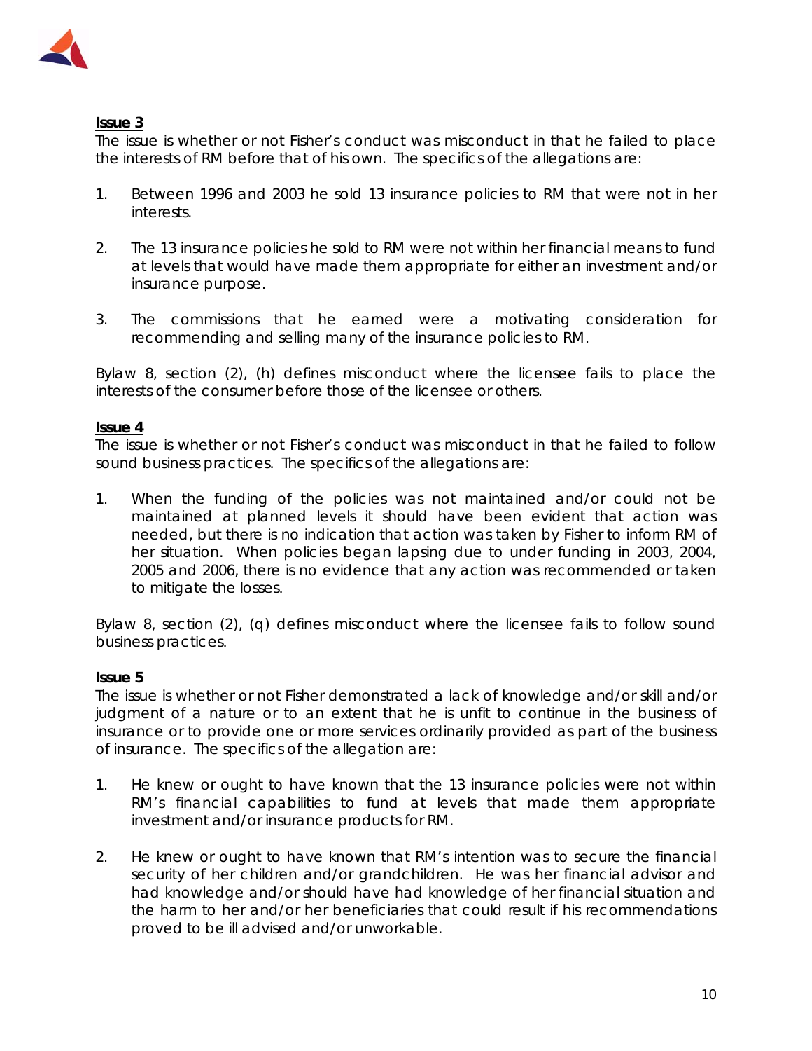**<u>Issue 3</u>**
The issue is whether or not Fisher's conduct was misconduct in that he failed to place the interests of RM before that of his own. The specifics of the allegations are:

1. Between 1996 and 2003 he sold 13 insurance policies to RM that were not in her interests.

2. The 13 insurance policies he sold to RM were not within her financial means to fund at levels that would have made them appropriate for either an investment and/or insurance purpose.

3. The commissions that he earned were a motivating consideration for recommending and selling many of the insurance policies to RM.

Bylaw 8, section (2), (h) defines misconduct where the licensee fails to place the interests of the consumer before those of the licensee or others.

**<u>Issue 4</u>**
The issue is whether or not Fisher's conduct was misconduct in that he failed to follow sound business practices. The specifics of the allegations are:

1. When the funding of the policies was not maintained and/or could not be maintained at planned levels it should have been evident that action was needed, but there is no indication that action was taken by Fisher to inform RM of her situation. When policies began lapsing due to under funding in 2003, 2004, 2005 and 2006, there is no evidence that any action was recommended or taken to mitigate the losses.

Bylaw 8, section (2), (q) defines misconduct where the licensee fails to follow sound business practices.

**<u>Issue 5</u>**
The issue is whether or not Fisher demonstrated a lack of knowledge and/or skill and/or judgment of a nature or to an extent that he is unfit to continue in the business of insurance or to provide one or more services ordinarily provided as part of the business of insurance. The specifics of the allegation are:

1. He knew or ought to have known that the 13 insurance policies were not within RM's financial capabilities to fund at levels that made them appropriate investment and/or insurance products for RM.

2. He knew or ought to have known that RM's intention was to secure the financial security of her children and/or grandchildren. He was her financial advisor and had knowledge and/or should have had knowledge of her financial situation and the harm to her and/or her beneficiaries that could result if his recommendations proved to be ill advised and/or unworkable.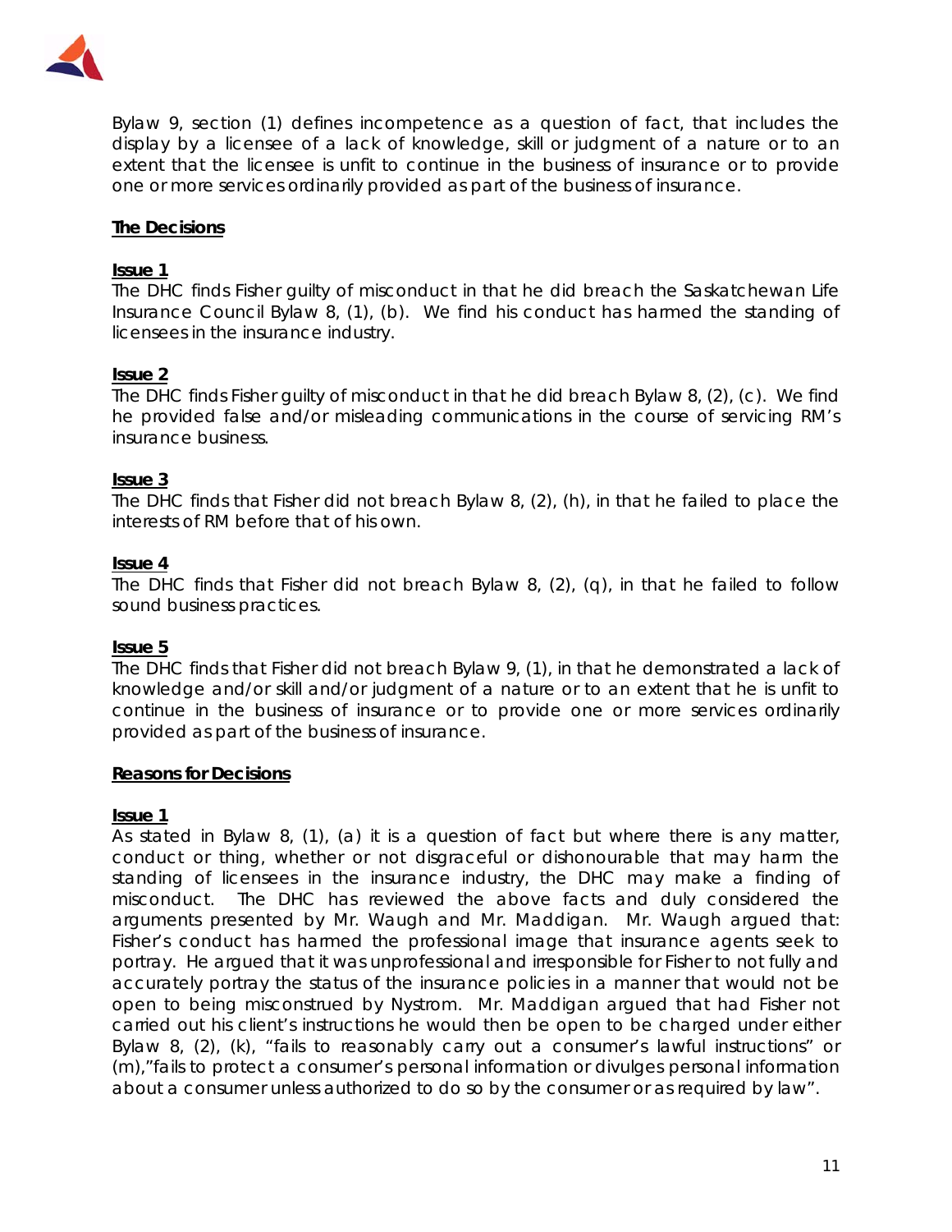Bylaw 9, section (1) defines incompetence as a question of fact, that includes the display by a licensee of a lack of knowledge, skill or judgment of a nature or to an extent that the licensee is unfit to continue in the business of insurance or to provide one or more services ordinarily provided as part of the business of insurance.

## The Decisions

### Issue 1

The DHC finds Fisher guilty of misconduct in that he did breach the Saskatchewan Life Insurance Council Bylaw 8, (1), (b). We find his conduct has harmed the standing of licensees in the insurance industry.

### Issue 2

The DHC finds Fisher guilty of misconduct in that he did breach Bylaw 8, (2), (c). We find he provided false and/or misleading communications in the course of servicing RM's insurance business.

### Issue 3

The DHC finds that Fisher did not breach Bylaw 8, (2), (h), in that he failed to place the interests of RM before that of his own.

### Issue 4

The DHC finds that Fisher did not breach Bylaw 8, (2), (q), in that he failed to follow sound business practices.

### Issue 5

The DHC finds that Fisher did not breach Bylaw 9, (1), in that he demonstrated a lack of knowledge and/or skill and/or judgment of a nature or to an extent that he is unfit to continue in the business of insurance or to provide one or more services ordinarily provided as part of the business of insurance.

## Reasons for Decisions

### Issue 1

As stated in Bylaw 8, (1), (a) it is a question of fact but where there is any matter, conduct or thing, whether or not disgraceful or dishonourable that may harm the standing of licensees in the insurance industry, the DHC may make a finding of misconduct. The DHC has reviewed the above facts and duly considered the arguments presented by Mr. Waugh and Mr. Maddigan. Mr. Waugh argued that: Fisher's conduct has harmed the professional image that insurance agents seek to portray. He argued that it was unprofessional and irresponsible for Fisher to not fully and accurately portray the status of the insurance policies in a manner that would not be open to being misconstrued by Nystrom. Mr. Maddigan argued that had Fisher not carried out his client's instructions he would then be open to be charged under either Bylaw 8, (2), (k), "fails to reasonably carry out a consumer's lawful instructions" or (m),"fails to protect a consumer's personal information or divulges personal information about a consumer unless authorized to do so by the consumer or as required by law".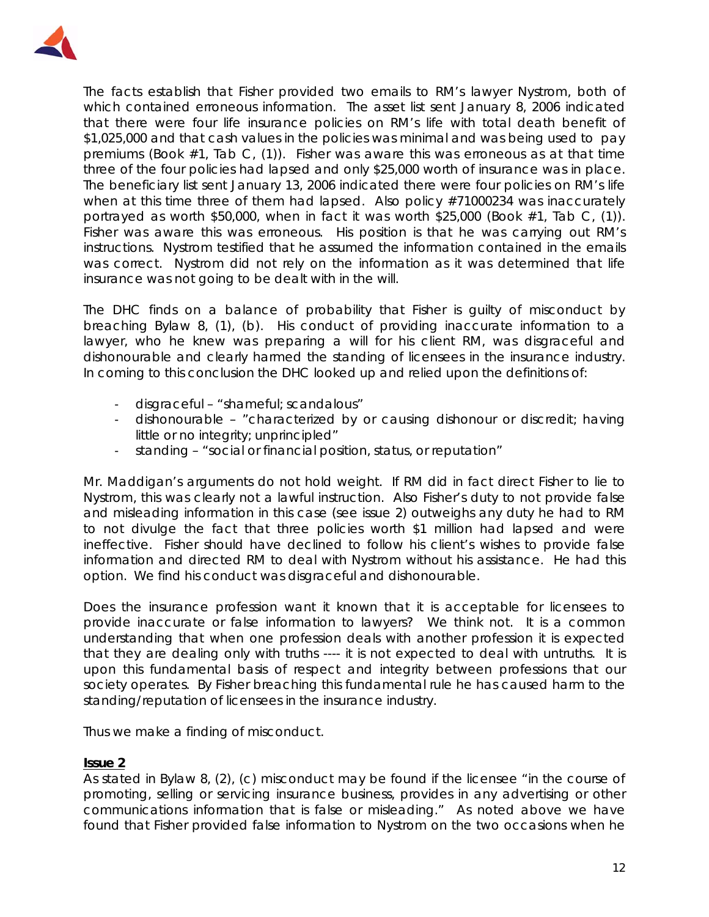The facts establish that Fisher provided two emails to RM's lawyer Nystrom, both of which contained erroneous information. The asset list sent January 8, 2006 indicated that there were four life insurance policies on RM's life with total death benefit of $1,025,000 and that cash values in the policies was minimal and was being used to pay premiums (Book #1, Tab C, (1)). Fisher was aware this was erroneous as at that time three of the four policies had lapsed and only $25,000 worth of insurance was in place. The beneficiary list sent January 13, 2006 indicated there were four policies on RM's life when at this time three of them had lapsed. Also policy #71000234 was inaccurately portrayed as worth $50,000, when in fact it was worth $25,000 (Book #1, Tab C, (1)). Fisher was aware this was erroneous. His position is that he was carrying out RM's instructions. Nystrom testified that he assumed the information contained in the emails was correct. Nystrom did not rely on the information as it was determined that life insurance was not going to be dealt with in the will.

The DHC finds on a balance of probability that Fisher is guilty of misconduct by breaching Bylaw 8, (1), (b). His conduct of providing inaccurate information to a lawyer, who he knew was preparing a will for his client RM, was disgraceful and dishonourable and clearly harmed the standing of licensees in the insurance industry. In coming to this conclusion the DHC looked up and relied upon the definitions of:

- disgraceful – "shameful; scandalous"
- dishonourable – "characterized by or causing dishonour or discredit; having little or no integrity; unprincipled"
- standing – "social or financial position, status, or reputation"

Mr. Maddigan's arguments do not hold weight. If RM did in fact direct Fisher to lie to Nystrom, this was clearly not a lawful instruction. Also Fisher's duty to not provide false and misleading information in this case (see issue 2) outweighs any duty he had to RM to not divulge the fact that three policies worth $1 million had lapsed and were ineffective. Fisher should have declined to follow his client's wishes to provide false information and directed RM to deal with Nystrom without his assistance. He had this option. We find his conduct was disgraceful and dishonourable.

Does the insurance profession want it known that it is acceptable for licensees to provide inaccurate or false information to lawyers? We think not. It is a common understanding that when one profession deals with another profession it is expected that they are dealing only with truths ---- it is not expected to deal with untruths. It is upon this fundamental basis of respect and integrity between professions that our society operates. By Fisher breaching this fundamental rule he has caused harm to the standing/reputation of licensees in the insurance industry.

Thus we make a finding of misconduct.

**Issue 2**

As stated in Bylaw 8, (2), (c) misconduct may be found if the licensee "in the course of promoting, selling or servicing insurance business, provides in any advertising or other communications information that is false or misleading." As noted above we have found that Fisher provided false information to Nystrom on the two occasions when he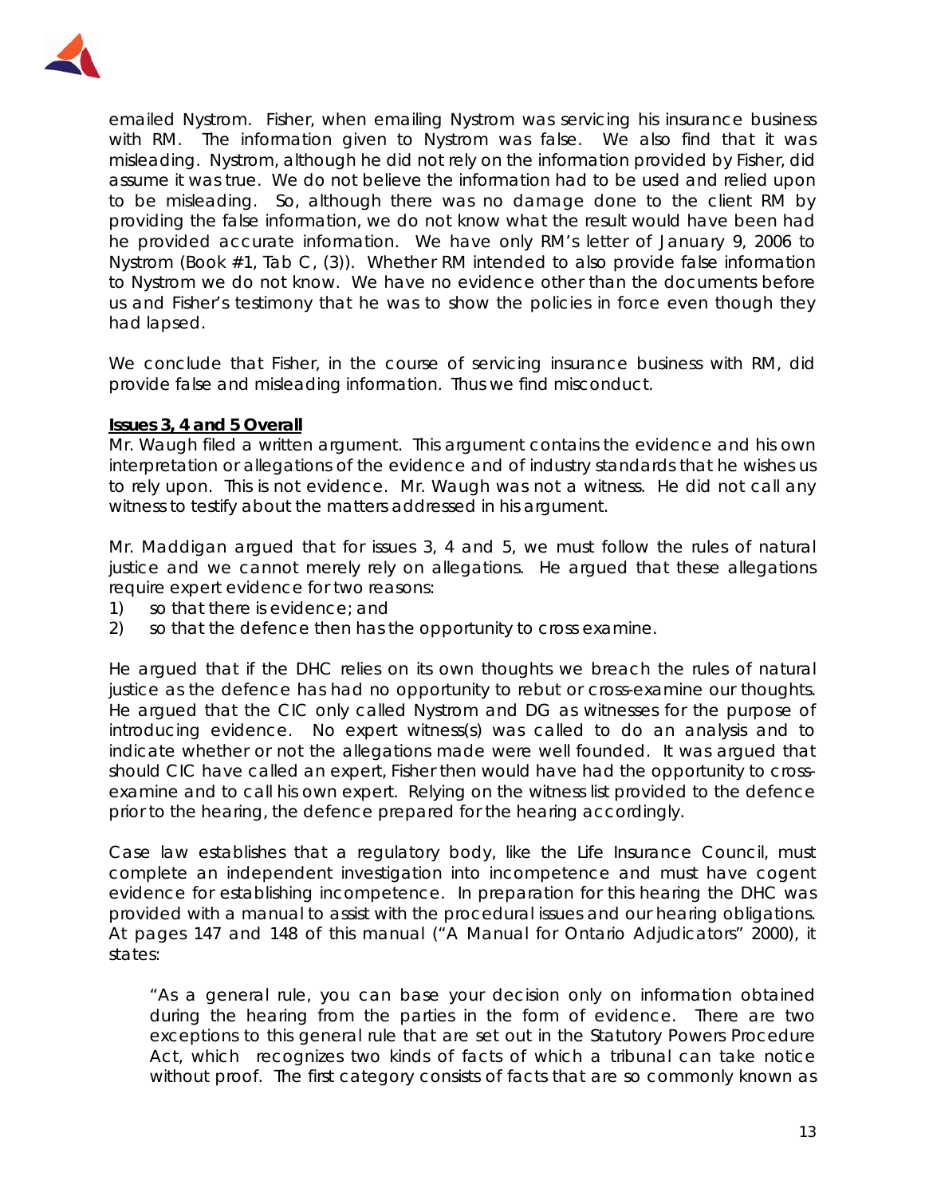emailed Nystrom. Fisher, when emailing Nystrom was servicing his insurance business with RM. The information given to Nystrom was false. We also find that it was misleading. Nystrom, although he did not rely on the information provided by Fisher, did assume it was true. We do not believe the information had to be used and relied upon to be misleading. So, although there was no damage done to the client RM by providing the false information, we do not know what the result would have been had he provided accurate information. We have only RM's letter of January 9, 2006 to Nystrom (Book #1, Tab C, (3)). Whether RM intended to also provide false information to Nystrom we do not know. We have no evidence other than the documents before us and Fisher's testimony that he was to show the policies in force even though they had lapsed.

We conclude that Fisher, in the course of servicing insurance business with RM, did provide false and misleading information. Thus we find misconduct.

**Issues 3, 4 and 5 Overall**

Mr. Waugh filed a written argument. This argument contains the evidence and his own interpretation or allegations of the evidence and of industry standards that he wishes us to rely upon. This is not evidence. Mr. Waugh was not a witness. He did not call any witness to testify about the matters addressed in his argument.

Mr. Maddigan argued that for issues 3, 4 and 5, we must follow the rules of natural justice and we cannot merely rely on allegations. He argued that these allegations require expert evidence for two reasons:

1) so that there is evidence; and
2) so that the defence then has the opportunity to cross examine.

He argued that if the DHC relies on its own thoughts we breach the rules of natural justice as the defence has had no opportunity to rebut or cross-examine our thoughts. He argued that the CIC only called Nystrom and DG as witnesses for the purpose of introducing evidence. No expert witness(s) was called to do an analysis and to indicate whether or not the allegations made were well founded. It was argued that should CIC have called an expert, Fisher then would have had the opportunity to cross-examine and to call his own expert. Relying on the witness list provided to the defence prior to the hearing, the defence prepared for the hearing accordingly.

Case law establishes that a regulatory body, like the Life Insurance Council, must complete an independent investigation into incompetence and must have cogent evidence for establishing incompetence. In preparation for this hearing the DHC was provided with a manual to assist with the procedural issues and our hearing obligations. At pages 147 and 148 of this manual ("A Manual for Ontario Adjudicators" 2000), it states:

> "As a general rule, you can base your decision only on information obtained during the hearing from the parties in the form of evidence. There are two exceptions to this general rule that are set out in the Statutory Powers Procedure Act, which recognizes two kinds of facts of which a tribunal can take notice without proof. The first category consists of facts that are so commonly known as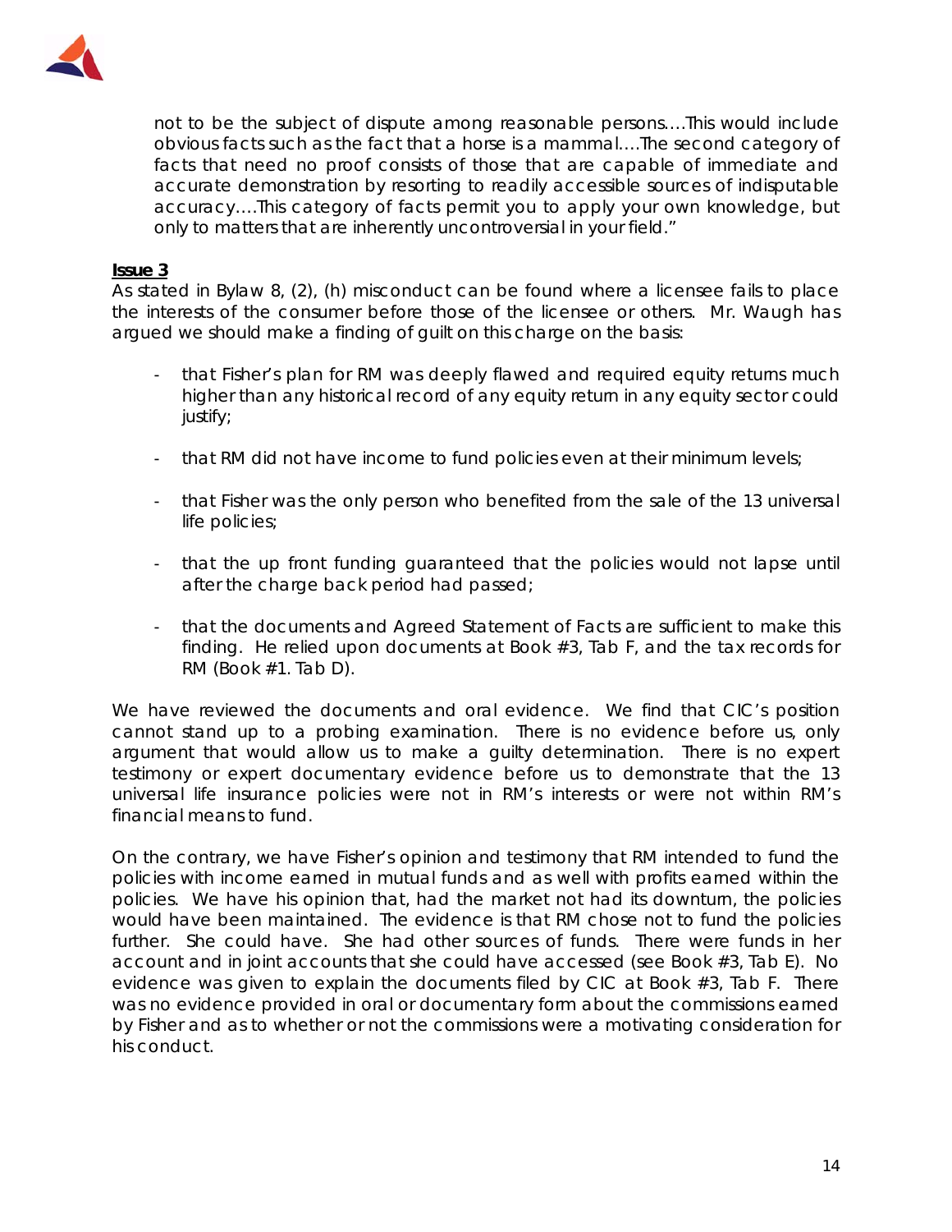> not to be the subject of dispute among reasonable persons….This would include obvious facts such as the fact that a horse is a mammal….The second category of facts that need no proof consists of those that are capable of immediate and accurate demonstration by resorting to readily accessible sources of indisputable accuracy….This category of facts permit you to apply your own knowledge, but only to matters that are inherently uncontroversial in your field."

**Issue 3**

As stated in Bylaw 8, (2), (h) misconduct can be found where a licensee fails to place the interests of the consumer before those of the licensee or others. Mr. Waugh has argued we should make a finding of guilt on this charge on the basis:

- that Fisher's plan for RM was deeply flawed and required equity returns much higher than any historical record of any equity return in any equity sector could justify;
- that RM did not have income to fund policies even at their minimum levels;
- that Fisher was the only person who benefited from the sale of the 13 universal life policies;
- that the up front funding guaranteed that the policies would not lapse until after the charge back period had passed;
- that the documents and Agreed Statement of Facts are sufficient to make this finding. He relied upon documents at Book #3, Tab F, and the tax records for RM (Book #1. Tab D).

We have reviewed the documents and oral evidence. We find that CIC's position cannot stand up to a probing examination. There is no evidence before us, only argument that would allow us to make a guilty determination. There is no expert testimony or expert documentary evidence before us to demonstrate that the 13 universal life insurance policies were not in RM's interests or were not within RM's financial means to fund.

On the contrary, we have Fisher's opinion and testimony that RM intended to fund the policies with income earned in mutual funds and as well with profits earned within the policies. We have his opinion that, had the market not had its downturn, the policies would have been maintained. The evidence is that RM chose not to fund the policies further. She could have. She had other sources of funds. There were funds in her account and in joint accounts that she could have accessed (see Book #3, Tab E). No evidence was given to explain the documents filed by CIC at Book #3, Tab F. There was no evidence provided in oral or documentary form about the commissions earned by Fisher and as to whether or not the commissions were a motivating consideration for his conduct.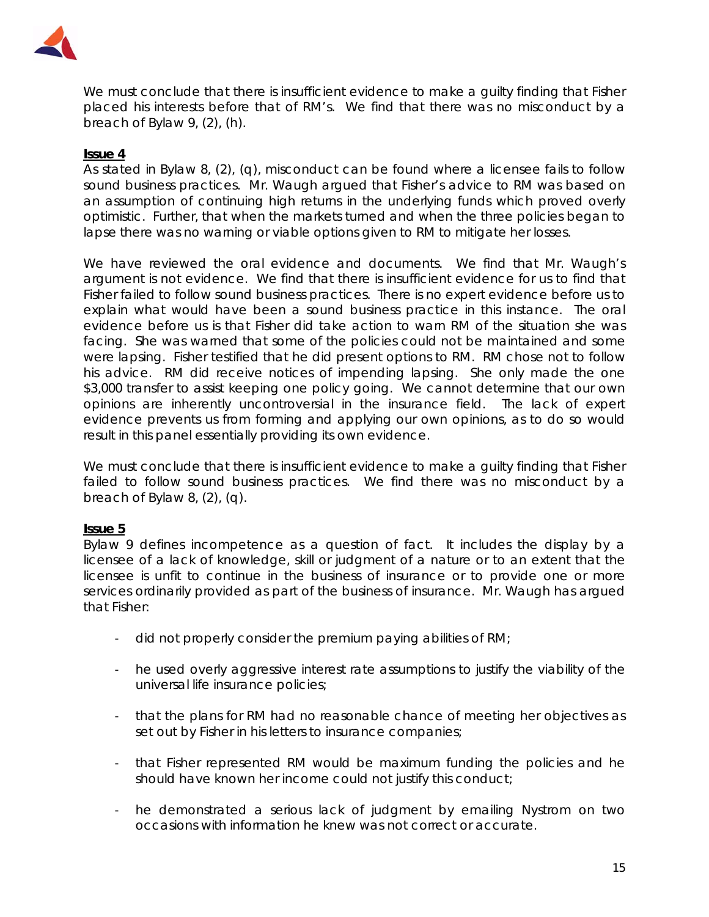We must conclude that there is insufficient evidence to make a guilty finding that Fisher placed his interests before that of RM's. We find that there was no misconduct by a breach of Bylaw 9, (2), (h).

**Issue 4**

As stated in Bylaw 8, (2), (q), misconduct can be found where a licensee fails to follow sound business practices. Mr. Waugh argued that Fisher's advice to RM was based on an assumption of continuing high returns in the underlying funds which proved overly optimistic. Further, that when the markets turned and when the three policies began to lapse there was no warning or viable options given to RM to mitigate her losses.

We have reviewed the oral evidence and documents. We find that Mr. Waugh's argument is not evidence. We find that there is insufficient evidence for us to find that Fisher failed to follow sound business practices. There is no expert evidence before us to explain what would have been a sound business practice in this instance. The oral evidence before us is that Fisher did take action to warn RM of the situation she was facing. She was warned that some of the policies could not be maintained and some were lapsing. Fisher testified that he did present options to RM. RM chose not to follow his advice. RM did receive notices of impending lapsing. She only made the one $3,000 transfer to assist keeping one policy going. We cannot determine that our own opinions are inherently uncontroversial in the insurance field. The lack of expert evidence prevents us from forming and applying our own opinions, as to do so would result in this panel essentially providing its own evidence.

We must conclude that there is insufficient evidence to make a guilty finding that Fisher failed to follow sound business practices. We find there was no misconduct by a breach of Bylaw 8, (2), (q).

**Issue 5**

Bylaw 9 defines incompetence as a question of fact. It includes the display by a licensee of a lack of knowledge, skill or judgment of a nature or to an extent that the licensee is unfit to continue in the business of insurance or to provide one or more services ordinarily provided as part of the business of insurance. Mr. Waugh has argued that Fisher:

- did not properly consider the premium paying abilities of RM;
- he used overly aggressive interest rate assumptions to justify the viability of the universal life insurance policies;
- that the plans for RM had no reasonable chance of meeting her objectives as set out by Fisher in his letters to insurance companies;
- that Fisher represented RM would be maximum funding the policies and he should have known her income could not justify this conduct;
- he demonstrated a serious lack of judgment by emailing Nystrom on two occasions with information he knew was not correct or accurate.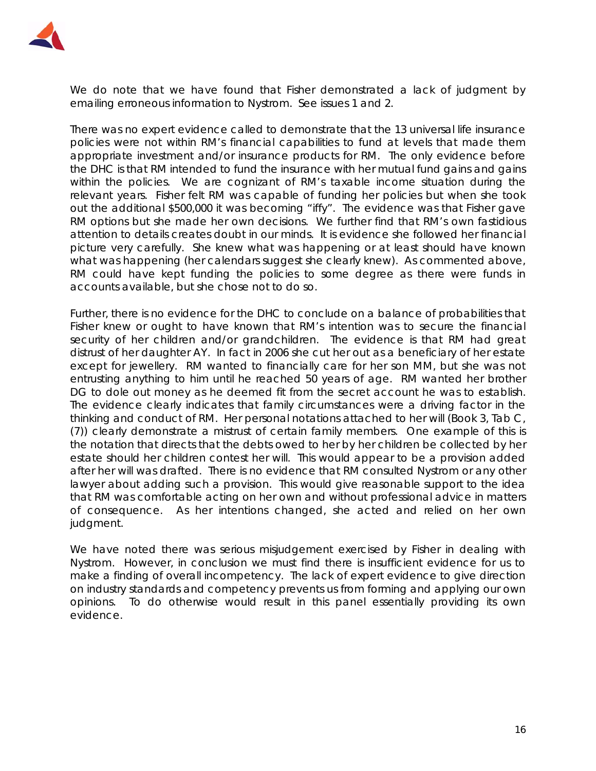We do note that we have found that Fisher demonstrated a lack of judgment by emailing erroneous information to Nystrom. See issues 1 and 2.

There was no expert evidence called to demonstrate that the 13 universal life insurance policies were not within RM's financial capabilities to fund at levels that made them appropriate investment and/or insurance products for RM. The only evidence before the DHC is that RM intended to fund the insurance with her mutual fund gains and gains within the policies. We are cognizant of RM's taxable income situation during the relevant years. Fisher felt RM was capable of funding her policies but when she took out the additional $500,000 it was becoming "iffy". The evidence was that Fisher gave RM options but she made her own decisions. We further find that RM's own fastidious attention to details creates doubt in our minds. It is evidence she followed her financial picture very carefully. She knew what was happening or at least should have known what was happening (her calendars suggest she clearly knew). As commented above, RM could have kept funding the policies to some degree as there were funds in accounts available, but she chose not to do so.

Further, there is no evidence for the DHC to conclude on a balance of probabilities that Fisher knew or ought to have known that RM's intention was to secure the financial security of her children and/or grandchildren. The evidence is that RM had great distrust of her daughter AY. In fact in 2006 she cut her out as a beneficiary of her estate except for jewellery. RM wanted to financially care for her son MM, but she was not entrusting anything to him until he reached 50 years of age. RM wanted her brother DG to dole out money as he deemed fit from the secret account he was to establish. The evidence clearly indicates that family circumstances were a driving factor in the thinking and conduct of RM. Her personal notations attached to her will (Book 3, Tab C, (7)) clearly demonstrate a mistrust of certain family members. One example of this is the notation that directs that the debts owed to her by her children be collected by her estate should her children contest her will. This would appear to be a provision added after her will was drafted. There is no evidence that RM consulted Nystrom or any other lawyer about adding such a provision. This would give reasonable support to the idea that RM was comfortable acting on her own and without professional advice in matters of consequence. As her intentions changed, she acted and relied on her own judgment.

We have noted there was serious misjudgement exercised by Fisher in dealing with Nystrom. However, in conclusion we must find there is insufficient evidence for us to make a finding of overall incompetency. The lack of expert evidence to give direction on industry standards and competency prevents us from forming and applying our own opinions. To do otherwise would result in this panel essentially providing its own evidence.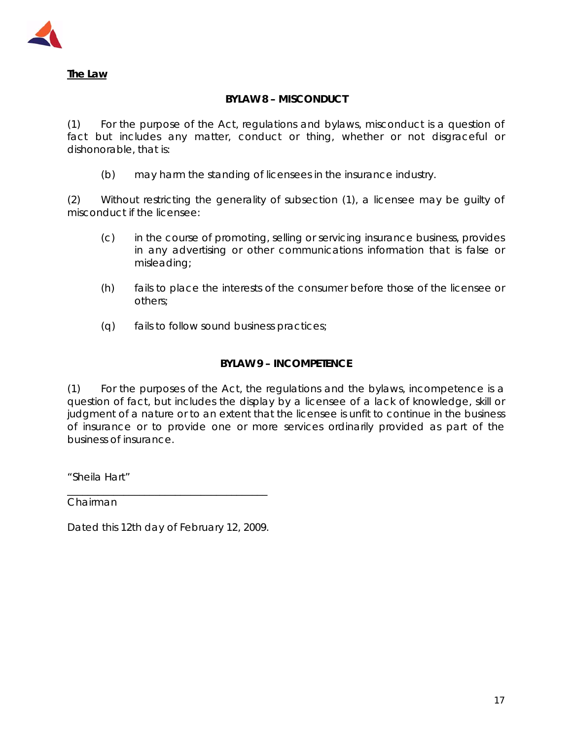**The Law**

**BYLAW 8 – MISCONDUCT**

(1) For the purpose of the Act, regulations and bylaws, misconduct is a question of fact but includes any matter, conduct or thing, whether or not disgraceful or dishonorable, that is:

(b) may harm the standing of licensees in the insurance industry.

(2) Without restricting the generality of subsection (1), a licensee may be guilty of misconduct if the licensee:

(c) in the course of promoting, selling or servicing insurance business, provides in any advertising or other communications information that is false or misleading;

(h) fails to place the interests of the consumer before those of the licensee or others;

(q) fails to follow sound business practices;

**BYLAW 9 – INCOMPETENCE**

(1) For the purposes of the Act, the regulations and the bylaws, incompetence is a question of fact, but includes the display by a licensee of a lack of knowledge, skill or judgment of a nature or to an extent that the licensee is unfit to continue in the business of insurance or to provide one or more services ordinarily provided as part of the business of insurance.

"Sheila Hart"

\_\_\_\_\_\_\_\_\_\_\_\_\_\_\_\_\_\_\_\_\_\_\_\_\_\_\_\_\_\_\_\_\_\_\_\_

Chairman

Dated this 12th day of February 12, 2009.